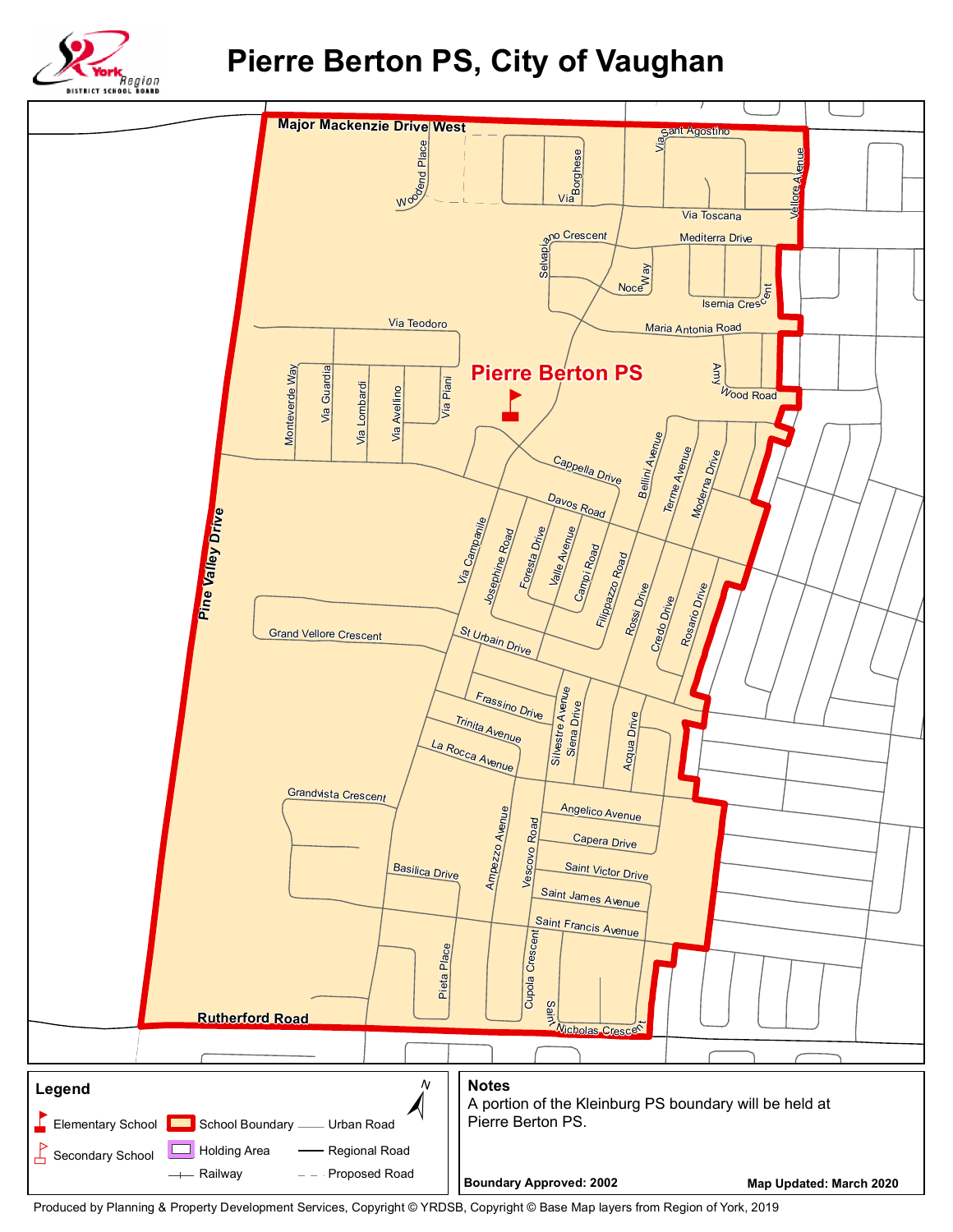# Pierre Berton PS, City of Vaughan

York Region District School Board

Major Mackenzie Drive West

Woodend Place

Via Borghese

Via Sant Agostino

Vellore Avenue

Via Toscana

Selvapiano Crescent

Mediterra Drive

Noce Way

Isernia Crescent

Maria Antonia Road

Via Teodoro

Pierre Berton PS

Amy Wood Road

Monteverde Way

Via Guardia

Via Lombardi

Via Avellino

Via Piani

Cappella Drive

Bellini Avenue

Terme Avenue

Moderna Drive

Davos Road

Pine Valley Drive

Via Campanile

Josephine Road

Foresta Drive

Valle Avenue

Campi Road

Filippazzo Road

Rossi Drive

Credo Drive

Rosario Drive

Grand Vellore Crescent

St Urbain Drive

Frassino Drive

Trinita Avenue

Silvestre Avenue

Siena Drive

Acqua Drive

La Rocca Avenue

Grandvista Crescent

Angelico Avenue

Capera Drive

Ampezzo Avenue

Vescovo Road

Basilica Drive

Saint Victor Drive

Saint James Avenue

Saint Francis Avenue

Pieta Place

Cupola Crescent

Rutherford Road

Saint Nicholas Crescent

## Legend

- Elementary School
- Secondary School
- School Boundary
- Holding Area
- Railway
- Urban Road
- Regional Road
- Proposed Road

N

## Notes

A portion of the Kleinburg PS boundary will be held at Pierre Berton PS.

**Boundary Approved: 2002**

**Map Updated: March 2020**

Produced by Planning & Property Development Services, Copyright © YRDSB, Copyright © Base Map layers from Region of York, 2019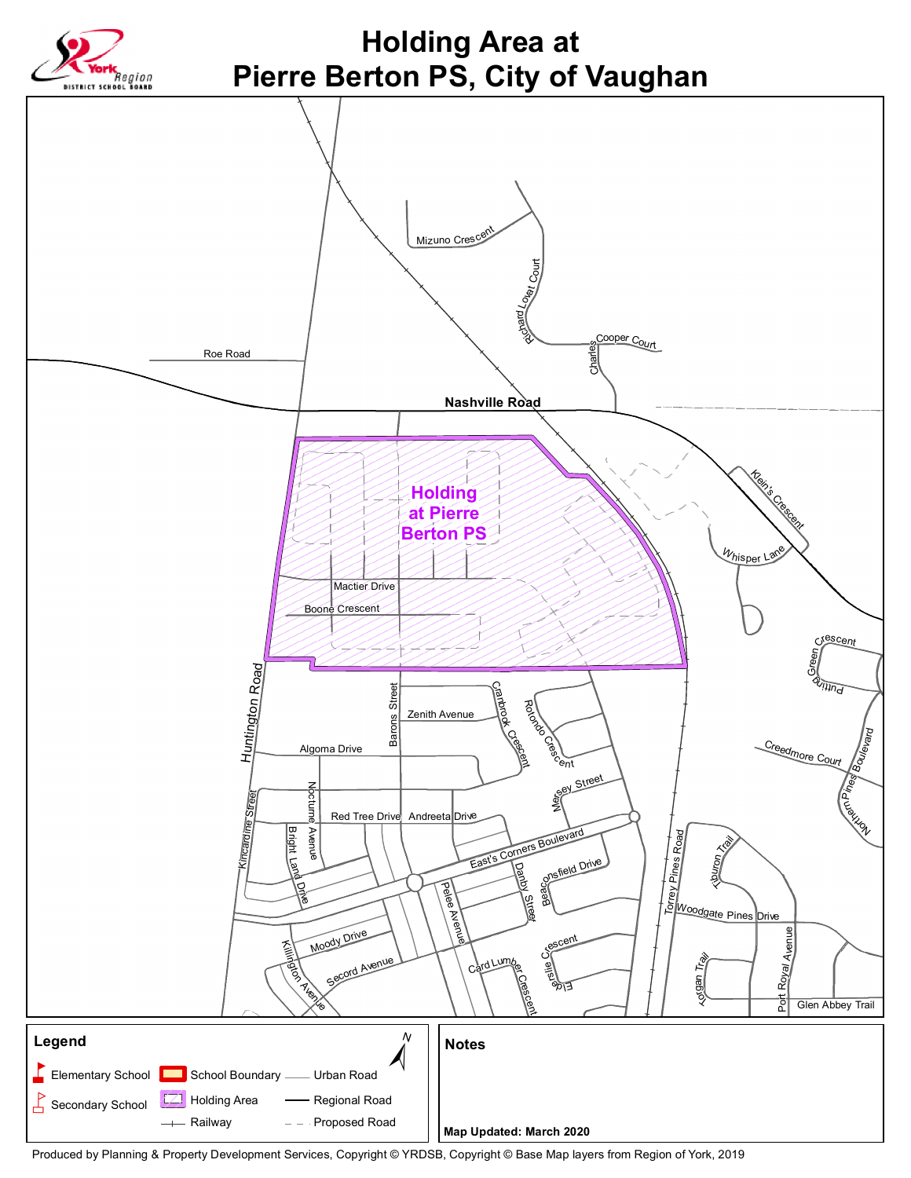# Holding Area at Pierre Berton PS, City of Vaughan

York Region District School Board

Roe Road

Nashville Road

Mizuno Crescent

Richard Lovat Court

Cooper Court

Charles

Klein's Crescent

Whisper Lane

Holding at Pierre Berton PS

Mactier Drive

Boone Crescent

Huntington Road

Barons Street

Zenith Avenue

Cranbrook Crescent

Rotondo Crescent

Algoma Drive

Kincardine Street

Nocturne Avenue

Bright Land Drive

Red Tree Drive

Andreeta Drive

Mersey Street

East's Corners Boulevard

Beaconsfield Drive

Danby Street

Pelee Avenue

Moody Drive

Killington Avenue

Secord Avenue

Card Lumber Crescent

Ingersoll Crescent

Torrey Pines Road

Tiburon Trail

Woodgate Pines Drive

Morgan Trail

Port Royal Avenue

Glen Abbey Trail

Putting Green Crescent

Creedmore Court

Northern Pines Boulevard

## Legend

- Elementary School
- Secondary School
- School Boundary
- Holding Area
- Railway
- Urban Road
- Regional Road
- Proposed Road

N

## Notes

**Map Updated: March 2020**

Produced by Planning & Property Development Services, Copyright © YRDSB, Copyright © Base Map layers from Region of York, 2019